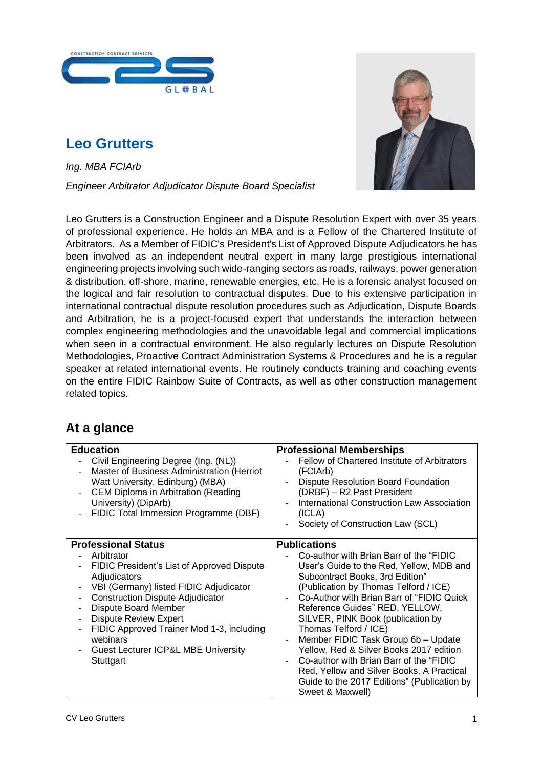CONSTRUCTION CONTRACT SERVICES
C2S GLOBAL

# Leo Grutters

*Ing. MBA FCIArb*

*Engineer Arbitrator Adjudicator Dispute Board Specialist*

Leo Grutters is a Construction Engineer and a Dispute Resolution Expert with over 35 years of professional experience. He holds an MBA and is a Fellow of the Chartered Institute of Arbitrators. As a Member of FIDIC's President's List of Approved Dispute Adjudicators he has been involved as an independent neutral expert in many large prestigious international engineering projects involving such wide-ranging sectors as roads, railways, power generation & distribution, off-shore, marine, renewable energies, etc. He is a forensic analyst focused on the logical and fair resolution to contractual disputes. Due to his extensive participation in international contractual dispute resolution procedures such as Adjudication, Dispute Boards and Arbitration, he is a project-focused expert that understands the interaction between complex engineering methodologies and the unavoidable legal and commercial implications when seen in a contractual environment. He also regularly lectures on Dispute Resolution Methodologies, Proactive Contract Administration Systems & Procedures and he is a regular speaker at related international events. He routinely conducts training and coaching events on the entire FIDIC Rainbow Suite of Contracts, as well as other construction management related topics.

## At a glance

| | |
|---|---|
| **Education**<br>- Civil Engineering Degree (Ing. (NL))<br>- Master of Business Administration (Herriot Watt University, Edinburg) (MBA)<br>- CEM Diploma in Arbitration (Reading University) (DipArb)<br>- FIDIC Total Immersion Programme (DBF) | **Professional Memberships**<br>- Fellow of Chartered Institute of Arbitrators (FCIArb)<br>- Dispute Resolution Board Foundation (DRBF) – R2 Past President<br>- International Construction Law Association (ICLA)<br>- Society of Construction Law (SCL) |
| **Professional Status**<br>- Arbitrator<br>- FIDIC President's List of Approved Dispute Adjudicators<br>- VBI (Germany) listed FIDIC Adjudicator<br>- Construction Dispute Adjudicator<br>- Dispute Board Member<br>- Dispute Review Expert<br>- FIDIC Approved Trainer Mod 1-3, including webinars<br>- Guest Lecturer ICP&L MBE University Stuttgart | **Publications**<br>- Co-author with Brian Barr of the "FIDIC User's Guide to the Red, Yellow, MDB and Subcontract Books, 3rd Edition" (Publication by Thomas Telford / ICE)<br>- Co-Author with Brian Barr of "FIDIC Quick Reference Guides" RED, YELLOW, SILVER, PINK Book (publication by Thomas Telford / ICE)<br>- Member FIDIC Task Group 6b – Update Yellow, Red & Silver Books 2017 edition<br>- Co-author with Brian Barr of the "FIDIC Red, Yellow and Silver Books, A Practical Guide to the 2017 Editions" (Publication by Sweet & Maxwell) |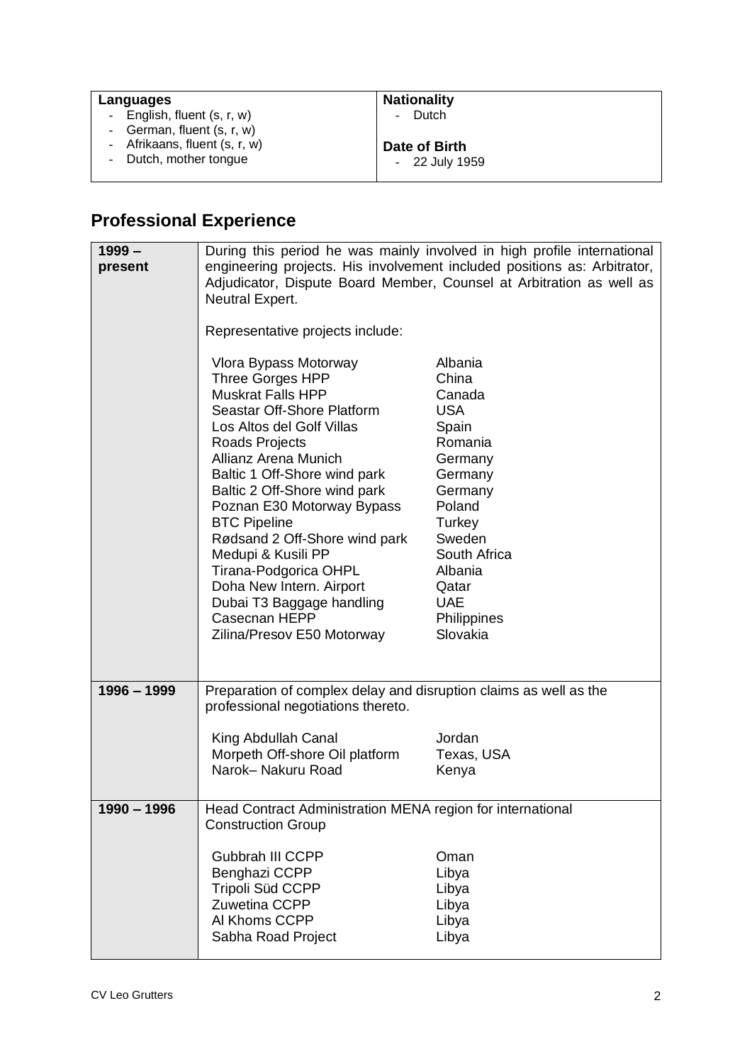| | |
|---|---|
| **Languages**<br>- English, fluent (s, r, w)<br>- German, fluent (s, r, w)<br>- Afrikaans, fluent (s, r, w)<br>- Dutch, mother tongue | **Nationality**<br>- Dutch<br><br>**Date of Birth**<br>- 22 July 1959 |

## Professional Experience

| | |
|---|---|
| **1999 – present** | During this period he was mainly involved in high profile international engineering projects. His involvement included positions as: Arbitrator, Adjudicator, Dispute Board Member, Counsel at Arbitration as well as Neutral Expert.<br><br>Representative projects include:<br><br>Vlora Bypass Motorway — Albania<br>Three Gorges HPP — China<br>Muskrat Falls HPP — Canada<br>Seastar Off-Shore Platform — USA<br>Los Altos del Golf Villas — Spain<br>Roads Projects — Romania<br>Allianz Arena Munich — Germany<br>Baltic 1 Off-Shore wind park — Germany<br>Baltic 2 Off-Shore wind park — Germany<br>Poznan E30 Motorway Bypass — Poland<br>BTC Pipeline — Turkey<br>Rødsand 2 Off-Shore wind park — Sweden<br>Medupi & Kusili PP — South Africa<br>Tirana-Podgorica OHPL — Albania<br>Doha New Intern. Airport — Qatar<br>Dubai T3 Baggage handling — UAE<br>Casecnan HEPP — Philippines<br>Zilina/Presov E50 Motorway — Slovakia |
| **1996 – 1999** | Preparation of complex delay and disruption claims as well as the professional negotiations thereto.<br><br>King Abdullah Canal — Jordan<br>Morpeth Off-shore Oil platform — Texas, USA<br>Narok– Nakuru Road — Kenya |
| **1990 – 1996** | Head Contract Administration MENA region for international Construction Group<br><br>Gubbrah III CCPP — Oman<br>Benghazi CCPP — Libya<br>Tripoli Süd CCPP — Libya<br>Zuwetina CCPP — Libya<br>Al Khoms CCPP — Libya<br>Sabha Road Project — Libya |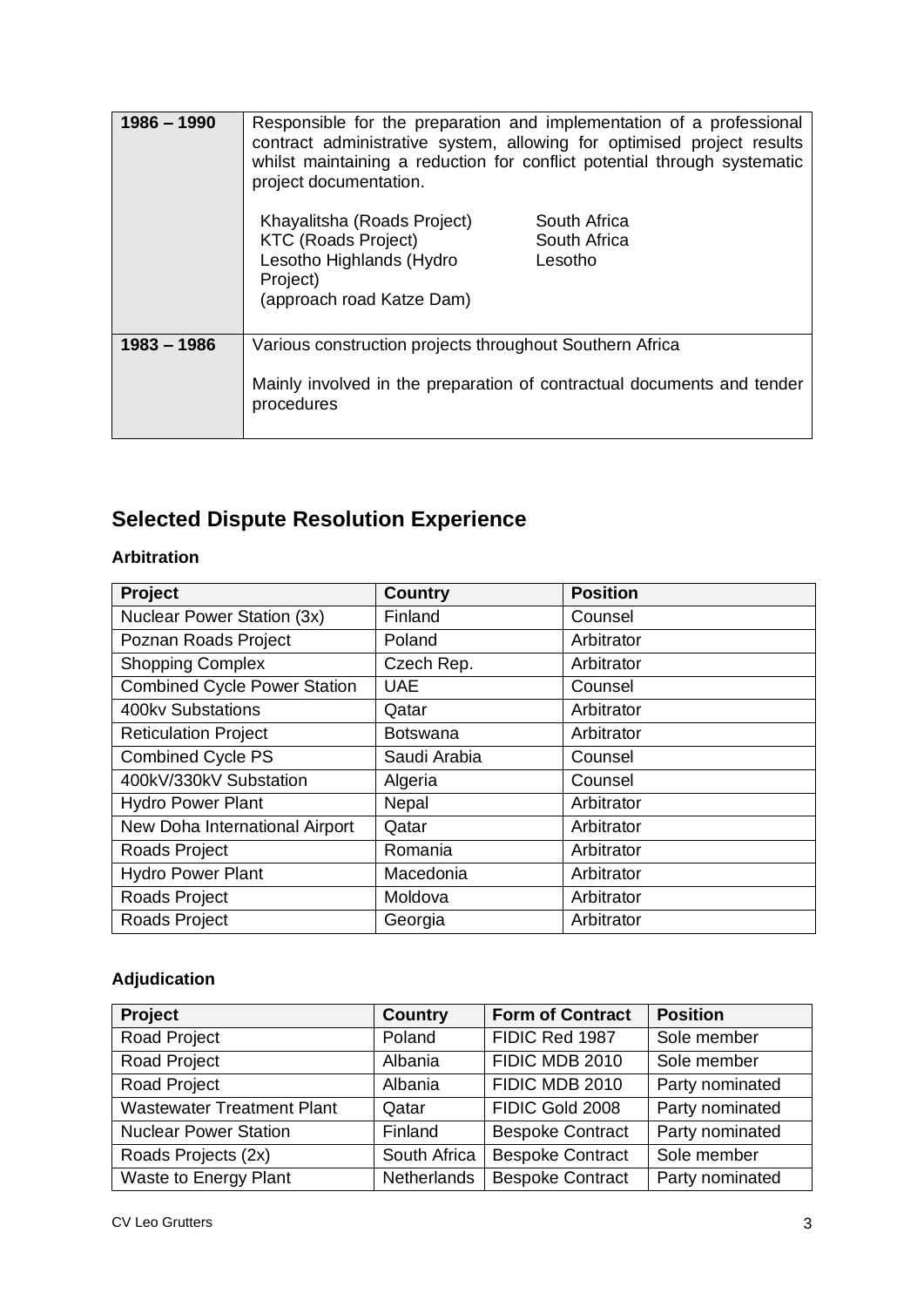| | |
|---|---|
| **1986 – 1990** | Responsible for the preparation and implementation of a professional contract administrative system, allowing for optimised project results whilst maintaining a reduction for conflict potential through systematic project documentation.<br><br>Khayalitsha (Roads Project) — South Africa<br>KTC (Roads Project) — South Africa<br>Lesotho Highlands (Hydro Project) (approach road Katze Dam) — Lesotho |
| **1983 – 1986** | Various construction projects throughout Southern Africa<br><br>Mainly involved in the preparation of contractual documents and tender procedures |

## Selected Dispute Resolution Experience

### Arbitration

| Project | Country | Position |
|---|---|---|
| Nuclear Power Station (3x) | Finland | Counsel |
| Poznan Roads Project | Poland | Arbitrator |
| Shopping Complex | Czech Rep. | Arbitrator |
| Combined Cycle Power Station | UAE | Counsel |
| 400kv Substations | Qatar | Arbitrator |
| Reticulation Project | Botswana | Arbitrator |
| Combined Cycle PS | Saudi Arabia | Counsel |
| 400kV/330kV Substation | Algeria | Counsel |
| Hydro Power Plant | Nepal | Arbitrator |
| New Doha International Airport | Qatar | Arbitrator |
| Roads Project | Romania | Arbitrator |
| Hydro Power Plant | Macedonia | Arbitrator |
| Roads Project | Moldova | Arbitrator |
| Roads Project | Georgia | Arbitrator |

### Adjudication

| Project | Country | Form of Contract | Position |
|---|---|---|---|
| Road Project | Poland | FIDIC Red 1987 | Sole member |
| Road Project | Albania | FIDIC MDB 2010 | Sole member |
| Road Project | Albania | FIDIC MDB 2010 | Party nominated |
| Wastewater Treatment Plant | Qatar | FIDIC Gold 2008 | Party nominated |
| Nuclear Power Station | Finland | Bespoke Contract | Party nominated |
| Roads Projects (2x) | South Africa | Bespoke Contract | Sole member |
| Waste to Energy Plant | Netherlands | Bespoke Contract | Party nominated |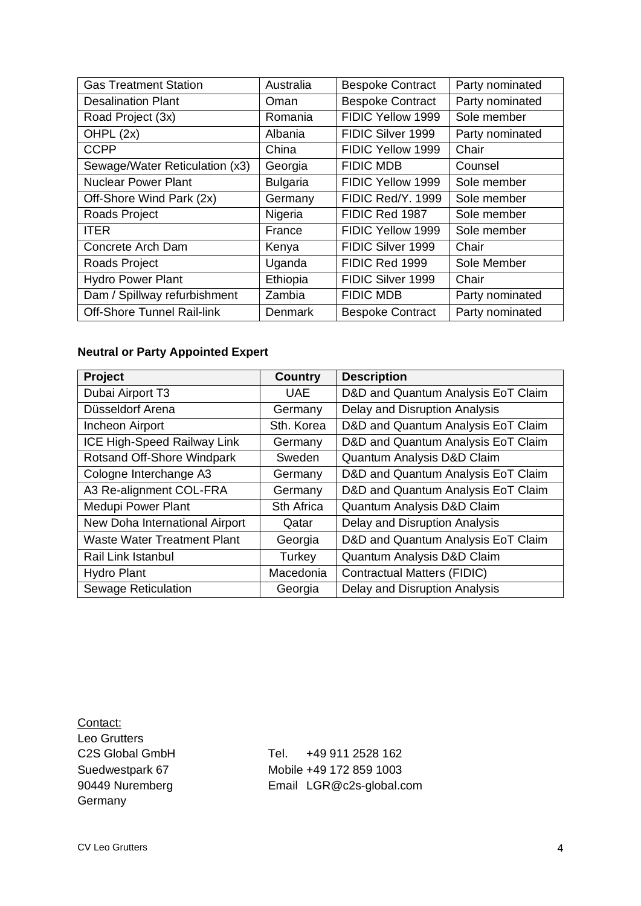| | | | |
|---|---|---|---|
| Gas Treatment Station | Australia | Bespoke Contract | Party nominated |
| Desalination Plant | Oman | Bespoke Contract | Party nominated |
| Road Project (3x) | Romania | FIDIC Yellow 1999 | Sole member |
| OHPL (2x) | Albania | FIDIC Silver 1999 | Party nominated |
| CCPP | China | FIDIC Yellow 1999 | Chair |
| Sewage/Water Reticulation (x3) | Georgia | FIDIC MDB | Counsel |
| Nuclear Power Plant | Bulgaria | FIDIC Yellow 1999 | Sole member |
| Off-Shore Wind Park (2x) | Germany | FIDIC Red/Y. 1999 | Sole member |
| Roads Project | Nigeria | FIDIC Red 1987 | Sole member |
| ITER | France | FIDIC Yellow 1999 | Sole member |
| Concrete Arch Dam | Kenya | FIDIC Silver 1999 | Chair |
| Roads Project | Uganda | FIDIC Red 1999 | Sole Member |
| Hydro Power Plant | Ethiopia | FIDIC Silver 1999 | Chair |
| Dam / Spillway refurbishment | Zambia | FIDIC MDB | Party nominated |
| Off-Shore Tunnel Rail-link | Denmark | Bespoke Contract | Party nominated |

**Neutral or Party Appointed Expert**

| Project | Country | Description |
|---|---|---|
| Dubai Airport T3 | UAE | D&D and Quantum Analysis EoT Claim |
| Düsseldorf Arena | Germany | Delay and Disruption Analysis |
| Incheon Airport | Sth. Korea | D&D and Quantum Analysis EoT Claim |
| ICE High-Speed Railway Link | Germany | D&D and Quantum Analysis EoT Claim |
| Rotsand Off-Shore Windpark | Sweden | Quantum Analysis D&D Claim |
| Cologne Interchange A3 | Germany | D&D and Quantum Analysis EoT Claim |
| A3 Re-alignment COL-FRA | Germany | D&D and Quantum Analysis EoT Claim |
| Medupi Power Plant | Sth Africa | Quantum Analysis D&D Claim |
| New Doha International Airport | Qatar | Delay and Disruption Analysis |
| Waste Water Treatment Plant | Georgia | D&D and Quantum Analysis EoT Claim |
| Rail Link Istanbul | Turkey | Quantum Analysis D&D Claim |
| Hydro Plant | Macedonia | Contractual Matters (FIDIC) |
| Sewage Reticulation | Georgia | Delay and Disruption Analysis |

Contact:
Leo Grutters
C2S Global GmbH
Suedwestpark 67
90449 Nuremberg
Germany

Tel. +49 911 2528 162
Mobile +49 172 859 1003
Email LGR@c2s-global.com